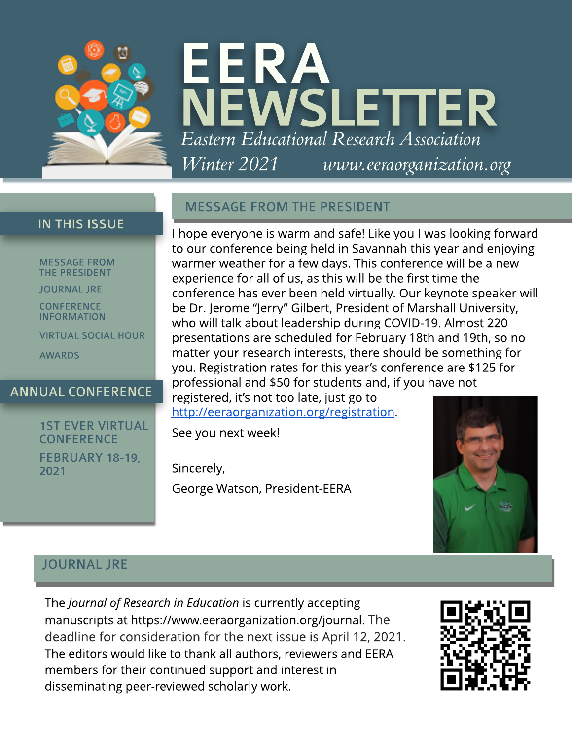# EERA NEWSLETTER

*Eastern Educational Research Association*

*Winter 2021* *www.eeraorganization.org*

## IN THIS ISSUE

- MESSAGE FROM THE PRESIDENT
- JOURNAL JRE
- CONFERENCE INFORMATION
- VIRTUAL SOCIAL HOUR
- AWARDS

## ANNUAL CONFERENCE

1ST EVER VIRTUAL CONFERENCE

FEBRUARY 18-19, 2021

## MESSAGE FROM THE PRESIDENT

I hope everyone is warm and safe! Like you I was looking forward to our conference being held in Savannah this year and enjoying warmer weather for a few days. This conference will be a new experience for all of us, as this will be the first time the conference has ever been held virtually. Our keynote speaker will be Dr. Jerome "Jerry" Gilbert, President of Marshall University, who will talk about leadership during COVID-19. Almost 220 presentations are scheduled for February 18th and 19th, so no matter your research interests, there should be something for you. Registration rates for this year's conference are $125 for professional and $50 for students and, if you have not registered, it's not too late, just go to http://eeraorganization.org/registration.

See you next week!

Sincerely,

George Watson, President-EERA

## JOURNAL JRE

The *Journal of Research in Education* is currently accepting manuscripts at https://www.eeraorganization.org/journal. The deadline for consideration for the next issue is April 12, 2021. The editors would like to thank all authors, reviewers and EERA members for their continued support and interest in disseminating peer-reviewed scholarly work.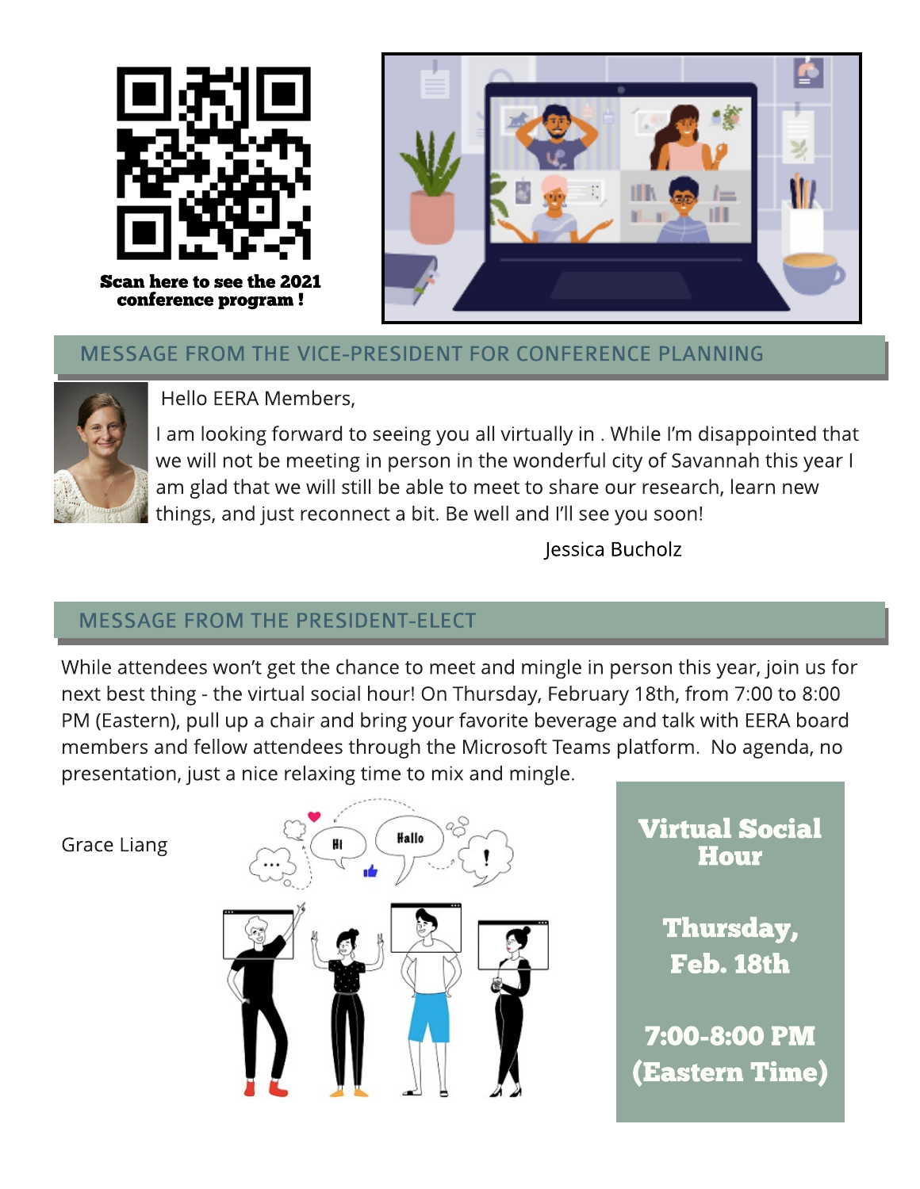**Scan here to see the 2021 conference program !**

## MESSAGE FROM THE VICE-PRESIDENT FOR CONFERENCE PLANNING

Hello EERA Members,

I am looking forward to seeing you all virtually in . While I'm disappointed that we will not be meeting in person in the wonderful city of Savannah this year I am glad that we will still be able to meet to share our research, learn new things, and just reconnect a bit. Be well and I'll see you soon!

Jessica Bucholz

## MESSAGE FROM THE PRESIDENT-ELECT

While attendees won't get the chance to meet and mingle in person this year, join us for next best thing - the virtual social hour! On Thursday, February 18th, from 7:00 to 8:00 PM (Eastern), pull up a chair and bring your favorite beverage and talk with EERA board members and fellow attendees through the Microsoft Teams platform. No agenda, no presentation, just a nice relaxing time to mix and mingle.

Grace Liang

**Virtual Social Hour**

**Thursday, Feb. 18th**

**7:00-8:00 PM (Eastern Time)**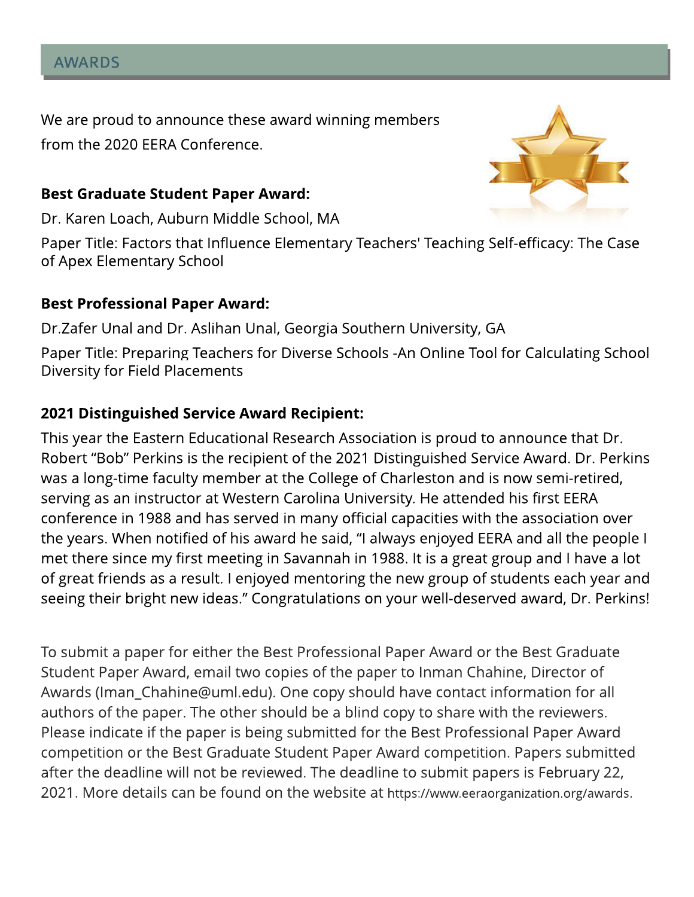## AWARDS

We are proud to announce these award winning members from the 2020 EERA Conference.

**Best Graduate Student Paper Award:**

Dr. Karen Loach, Auburn Middle School, MA

Paper Title: Factors that Influence Elementary Teachers' Teaching Self-efficacy: The Case of Apex Elementary School

**Best Professional Paper Award:**

Dr.Zafer Unal and Dr. Aslihan Unal, Georgia Southern University, GA

Paper Title: Preparing Teachers for Diverse Schools -An Online Tool for Calculating School Diversity for Field Placements

**2021 Distinguished Service Award Recipient:**

This year the Eastern Educational Research Association is proud to announce that Dr. Robert "Bob" Perkins is the recipient of the 2021 Distinguished Service Award. Dr. Perkins was a long-time faculty member at the College of Charleston and is now semi-retired, serving as an instructor at Western Carolina University. He attended his first EERA conference in 1988 and has served in many official capacities with the association over the years. When notified of his award he said, "I always enjoyed EERA and all the people I met there since my first meeting in Savannah in 1988. It is a great group and I have a lot of great friends as a result. I enjoyed mentoring the new group of students each year and seeing their bright new ideas." Congratulations on your well-deserved award, Dr. Perkins!

To submit a paper for either the Best Professional Paper Award or the Best Graduate Student Paper Award, email two copies of the paper to Inman Chahine, Director of Awards (Iman_Chahine@uml.edu). One copy should have contact information for all authors of the paper. The other should be a blind copy to share with the reviewers. Please indicate if the paper is being submitted for the Best Professional Paper Award competition or the Best Graduate Student Paper Award competition. Papers submitted after the deadline will not be reviewed. The deadline to submit papers is February 22, 2021. More details can be found on the website at https://www.eeraorganization.org/awards.